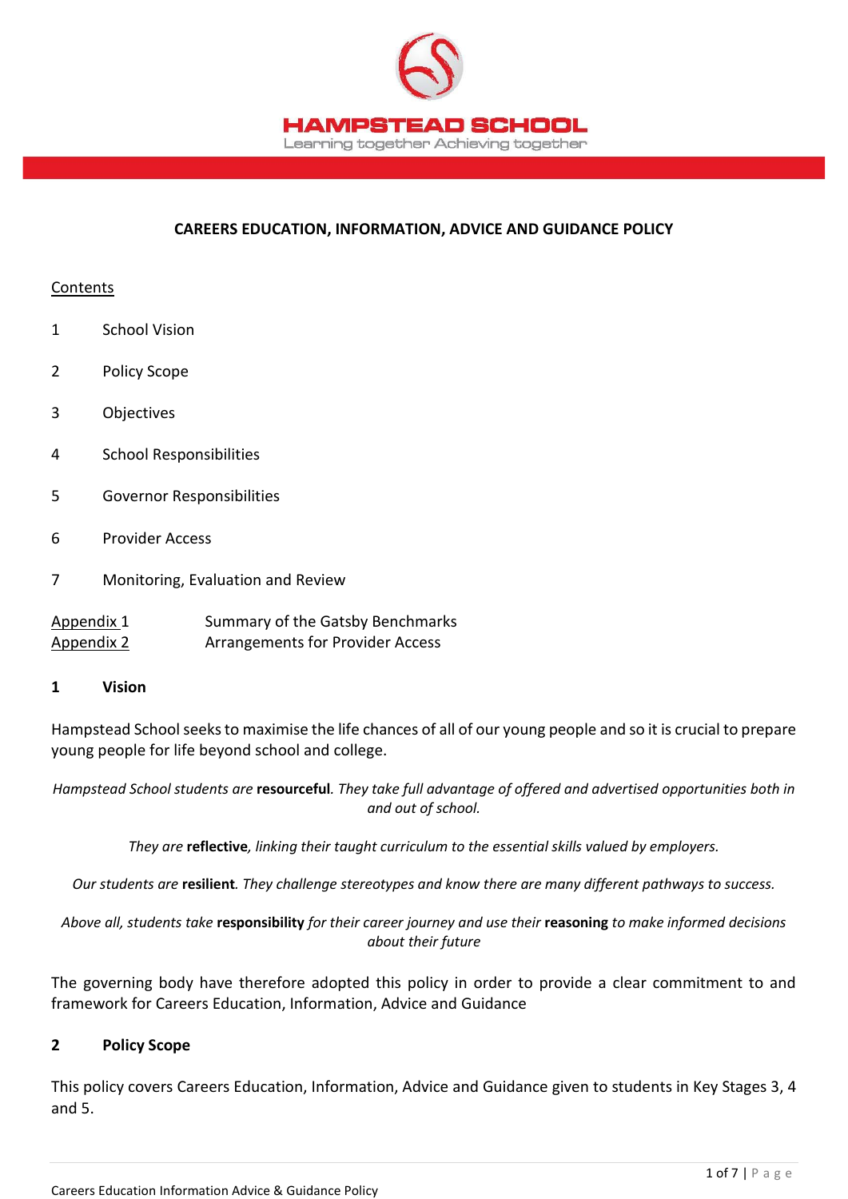HAMPSTEAD SCHOOL

Learning together Achieving together

# CAREERS EDUCATION, INFORMATION, ADVICE AND GUIDANCE POLICY

Contents

1 School Vision

2 Policy Scope

3 Objectives

4 School Responsibilities

5 Governor Responsibilities

6 Provider Access

7 Monitoring, Evaluation and Review

Appendix 1 Summary of the Gatsby Benchmarks
Appendix 2 Arrangements for Provider Access

## 1 Vision

Hampstead School seeks to maximise the life chances of all of our young people and so it is crucial to prepare young people for life beyond school and college.

*Hampstead School students are* **resourceful**. *They take full advantage of offered and advertised opportunities both in and out of school.*

*They are* **reflective**, *linking their taught curriculum to the essential skills valued by employers.*

*Our students are* **resilient**. *They challenge stereotypes and know there are many different pathways to success.*

*Above all, students take* **responsibility** *for their career journey and use their* **reasoning** *to make informed decisions about their future*

The governing body have therefore adopted this policy in order to provide a clear commitment to and framework for Careers Education, Information, Advice and Guidance

## 2 Policy Scope

This policy covers Careers Education, Information, Advice and Guidance given to students in Key Stages 3, 4 and 5.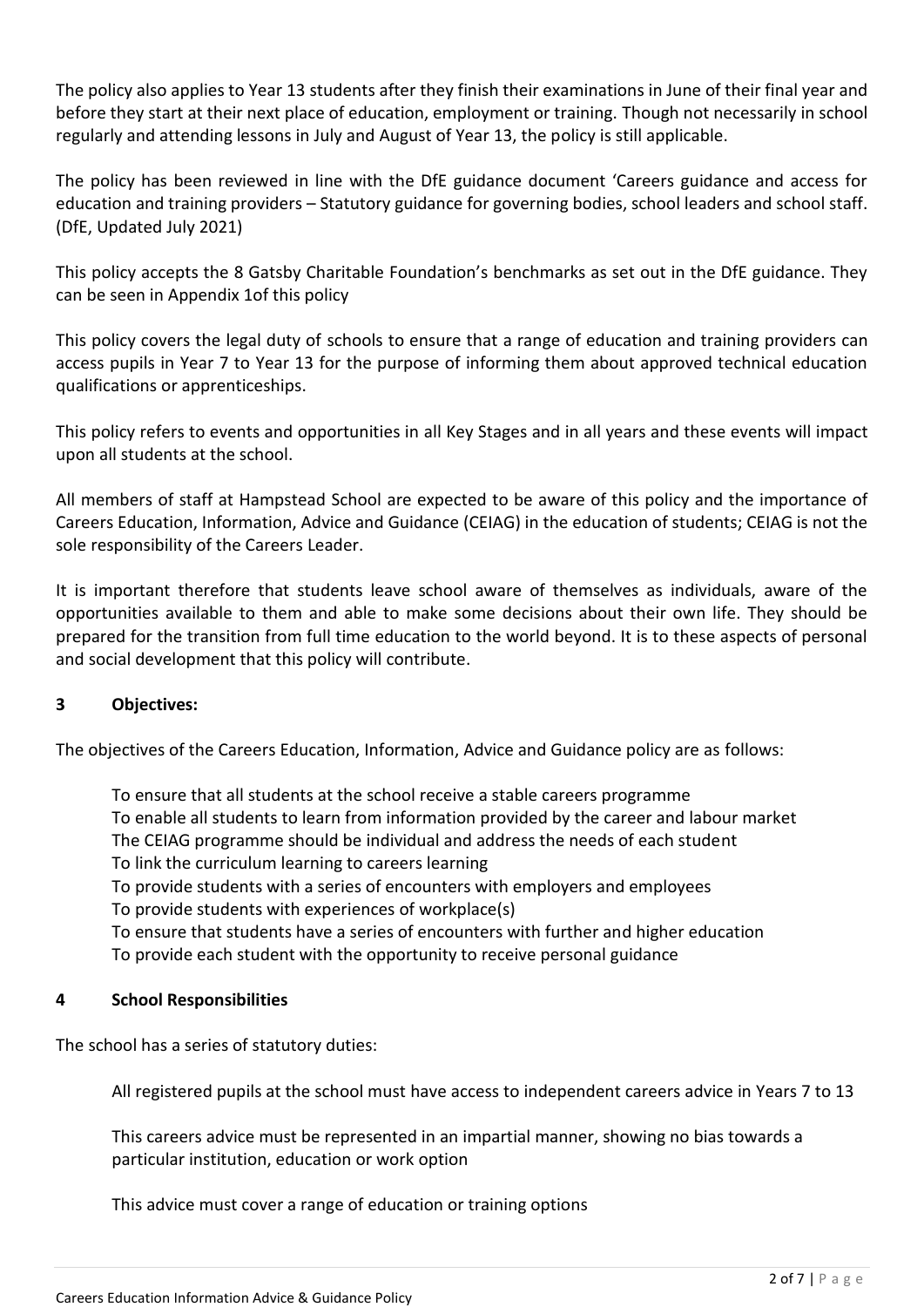The policy also applies to Year 13 students after they finish their examinations in June of their final year and before they start at their next place of education, employment or training. Though not necessarily in school regularly and attending lessons in July and August of Year 13, the policy is still applicable.

The policy has been reviewed in line with the DfE guidance document 'Careers guidance and access for education and training providers – Statutory guidance for governing bodies, school leaders and school staff. (DfE, Updated July 2021)

This policy accepts the 8 Gatsby Charitable Foundation's benchmarks as set out in the DfE guidance. They can be seen in Appendix 1of this policy

This policy covers the legal duty of schools to ensure that a range of education and training providers can access pupils in Year 7 to Year 13 for the purpose of informing them about approved technical education qualifications or apprenticeships.

This policy refers to events and opportunities in all Key Stages and in all years and these events will impact upon all students at the school.

All members of staff at Hampstead School are expected to be aware of this policy and the importance of Careers Education, Information, Advice and Guidance (CEIAG) in the education of students; CEIAG is not the sole responsibility of the Careers Leader.

It is important therefore that students leave school aware of themselves as individuals, aware of the opportunities available to them and able to make some decisions about their own life. They should be prepared for the transition from full time education to the world beyond. It is to these aspects of personal and social development that this policy will contribute.

## 3 Objectives:

The objectives of the Careers Education, Information, Advice and Guidance policy are as follows:

- To ensure that all students at the school receive a stable careers programme
- To enable all students to learn from information provided by the career and labour market
- The CEIAG programme should be individual and address the needs of each student
- To link the curriculum learning to careers learning
- To provide students with a series of encounters with employers and employees
- To provide students with experiences of workplace(s)
- To ensure that students have a series of encounters with further and higher education
- To provide each student with the opportunity to receive personal guidance

## 4 School Responsibilities

The school has a series of statutory duties:

- All registered pupils at the school must have access to independent careers advice in Years 7 to 13
- This careers advice must be represented in an impartial manner, showing no bias towards a particular institution, education or work option
- This advice must cover a range of education or training options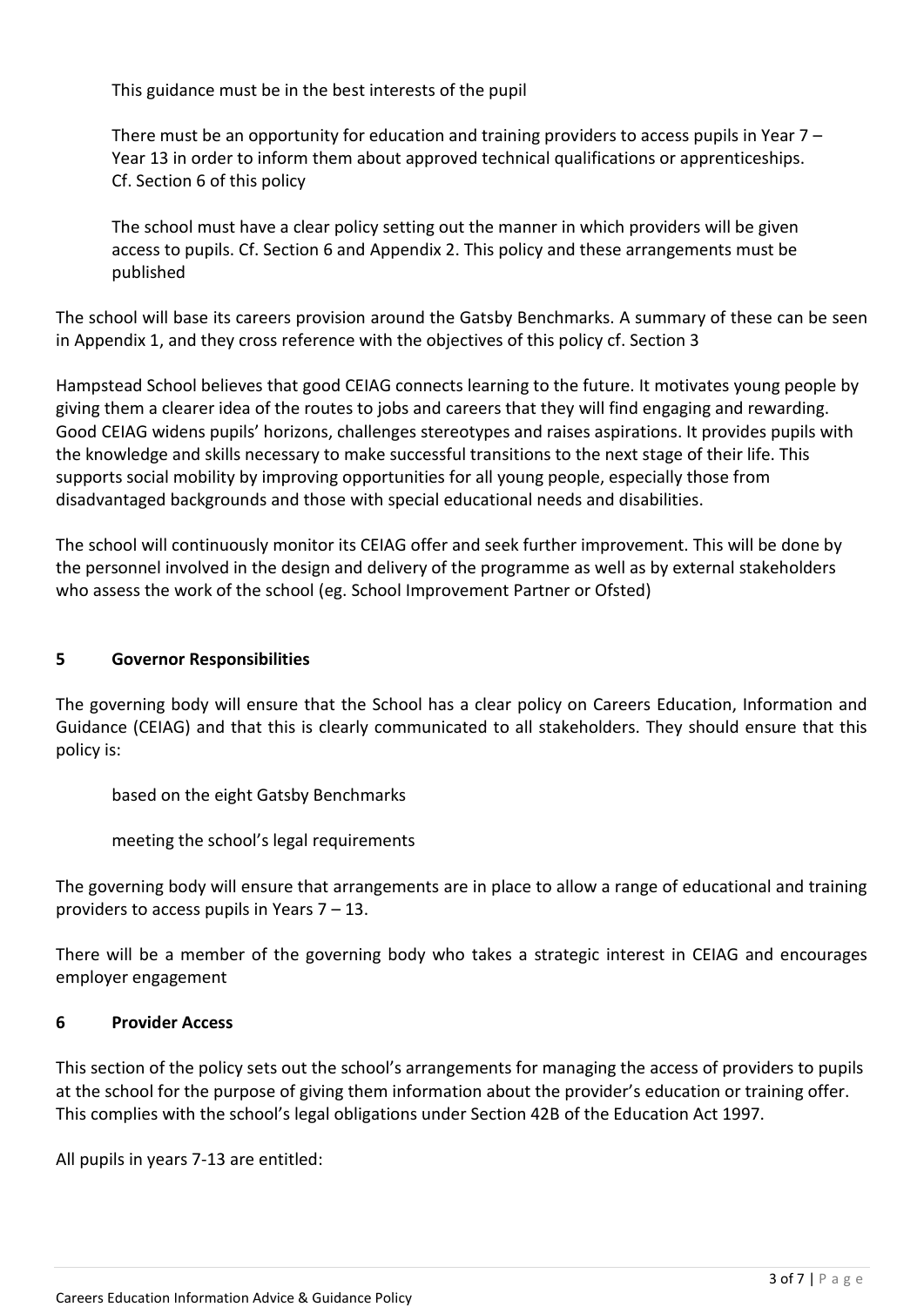This guidance must be in the best interests of the pupil

There must be an opportunity for education and training providers to access pupils in Year 7 – Year 13 in order to inform them about approved technical qualifications or apprenticeships. Cf. Section 6 of this policy

The school must have a clear policy setting out the manner in which providers will be given access to pupils. Cf. Section 6 and Appendix 2. This policy and these arrangements must be published

The school will base its careers provision around the Gatsby Benchmarks. A summary of these can be seen in Appendix 1, and they cross reference with the objectives of this policy cf. Section 3

Hampstead School believes that good CEIAG connects learning to the future. It motivates young people by giving them a clearer idea of the routes to jobs and careers that they will find engaging and rewarding. Good CEIAG widens pupils' horizons, challenges stereotypes and raises aspirations. It provides pupils with the knowledge and skills necessary to make successful transitions to the next stage of their life. This supports social mobility by improving opportunities for all young people, especially those from disadvantaged backgrounds and those with special educational needs and disabilities.

The school will continuously monitor its CEIAG offer and seek further improvement. This will be done by the personnel involved in the design and delivery of the programme as well as by external stakeholders who assess the work of the school (eg. School Improvement Partner or Ofsted)

## 5 Governor Responsibilities

The governing body will ensure that the School has a clear policy on Careers Education, Information and Guidance (CEIAG) and that this is clearly communicated to all stakeholders. They should ensure that this policy is:

based on the eight Gatsby Benchmarks

meeting the school's legal requirements

The governing body will ensure that arrangements are in place to allow a range of educational and training providers to access pupils in Years 7 – 13.

There will be a member of the governing body who takes a strategic interest in CEIAG and encourages employer engagement

## 6 Provider Access

This section of the policy sets out the school's arrangements for managing the access of providers to pupils at the school for the purpose of giving them information about the provider's education or training offer. This complies with the school's legal obligations under Section 42B of the Education Act 1997.

All pupils in years 7-13 are entitled: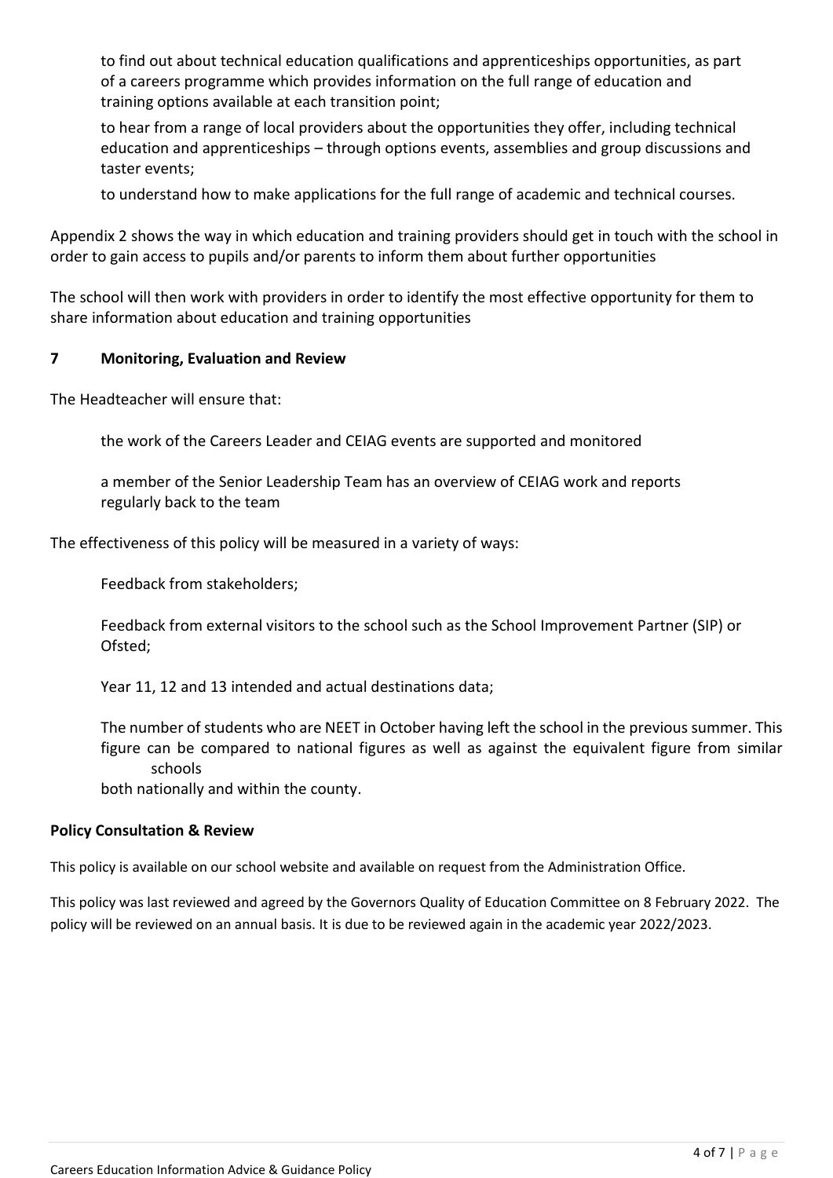to find out about technical education qualifications and apprenticeships opportunities, as part of a careers programme which provides information on the full range of education and training options available at each transition point;

to hear from a range of local providers about the opportunities they offer, including technical education and apprenticeships – through options events, assemblies and group discussions and taster events;

to understand how to make applications for the full range of academic and technical courses.

Appendix 2 shows the way in which education and training providers should get in touch with the school in order to gain access to pupils and/or parents to inform them about further opportunities

The school will then work with providers in order to identify the most effective opportunity for them to share information about education and training opportunities

## 7 Monitoring, Evaluation and Review

The Headteacher will ensure that:

the work of the Careers Leader and CEIAG events are supported and monitored

a member of the Senior Leadership Team has an overview of CEIAG work and reports regularly back to the team

The effectiveness of this policy will be measured in a variety of ways:

Feedback from stakeholders;

Feedback from external visitors to the school such as the School Improvement Partner (SIP) or Ofsted;

Year 11, 12 and 13 intended and actual destinations data;

The number of students who are NEET in October having left the school in the previous summer. This figure can be compared to national figures as well as against the equivalent figure from similar schools both nationally and within the county.

### Policy Consultation & Review

This policy is available on our school website and available on request from the Administration Office.

This policy was last reviewed and agreed by the Governors Quality of Education Committee on 8 February 2022. The policy will be reviewed on an annual basis. It is due to be reviewed again in the academic year 2022/2023.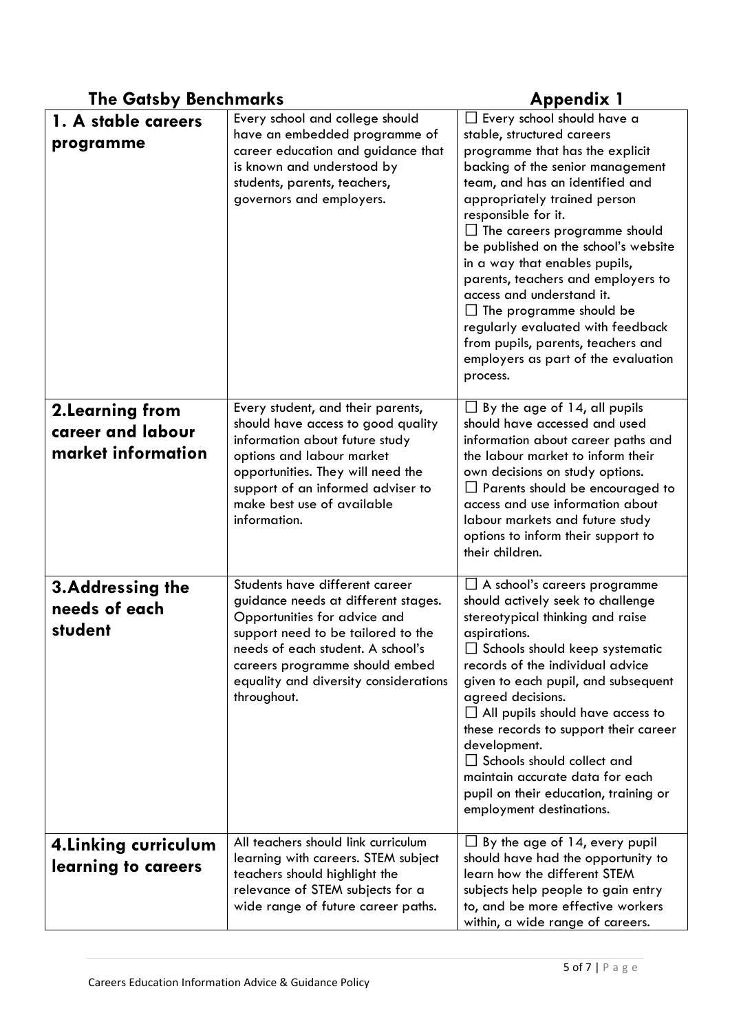**The Gatsby Benchmarks** **Appendix 1**

| | | |
|---|---|---|
| **1. A stable careers programme** | Every school and college should have an embedded programme of career education and guidance that is known and understood by students, parents, teachers, governors and employers. | ☐ Every school should have a stable, structured careers programme that has the explicit backing of the senior management team, and has an identified and appropriately trained person responsible for it.<br>☐ The careers programme should be published on the school's website in a way that enables pupils, parents, teachers and employers to access and understand it.<br>☐ The programme should be regularly evaluated with feedback from pupils, parents, teachers and employers as part of the evaluation process. |
| **2.Learning from career and labour market information** | Every student, and their parents, should have access to good quality information about future study options and labour market opportunities. They will need the support of an informed adviser to make best use of available information. | ☐ By the age of 14, all pupils should have accessed and used information about career paths and the labour market to inform their own decisions on study options.<br>☐ Parents should be encouraged to access and use information about labour markets and future study options to inform their support to their children. |
| **3.Addressing the needs of each student** | Students have different career guidance needs at different stages. Opportunities for advice and support need to be tailored to the needs of each student. A school's careers programme should embed equality and diversity considerations throughout. | ☐ A school's careers programme should actively seek to challenge stereotypical thinking and raise aspirations.<br>☐ Schools should keep systematic records of the individual advice given to each pupil, and subsequent agreed decisions.<br>☐ All pupils should have access to these records to support their career development.<br>☐ Schools should collect and maintain accurate data for each pupil on their education, training or employment destinations. |
| **4.Linking curriculum learning to careers** | All teachers should link curriculum learning with careers. STEM subject teachers should highlight the relevance of STEM subjects for a wide range of future career paths. | ☐ By the age of 14, every pupil should have had the opportunity to learn how the different STEM subjects help people to gain entry to, and be more effective workers within, a wide range of careers. |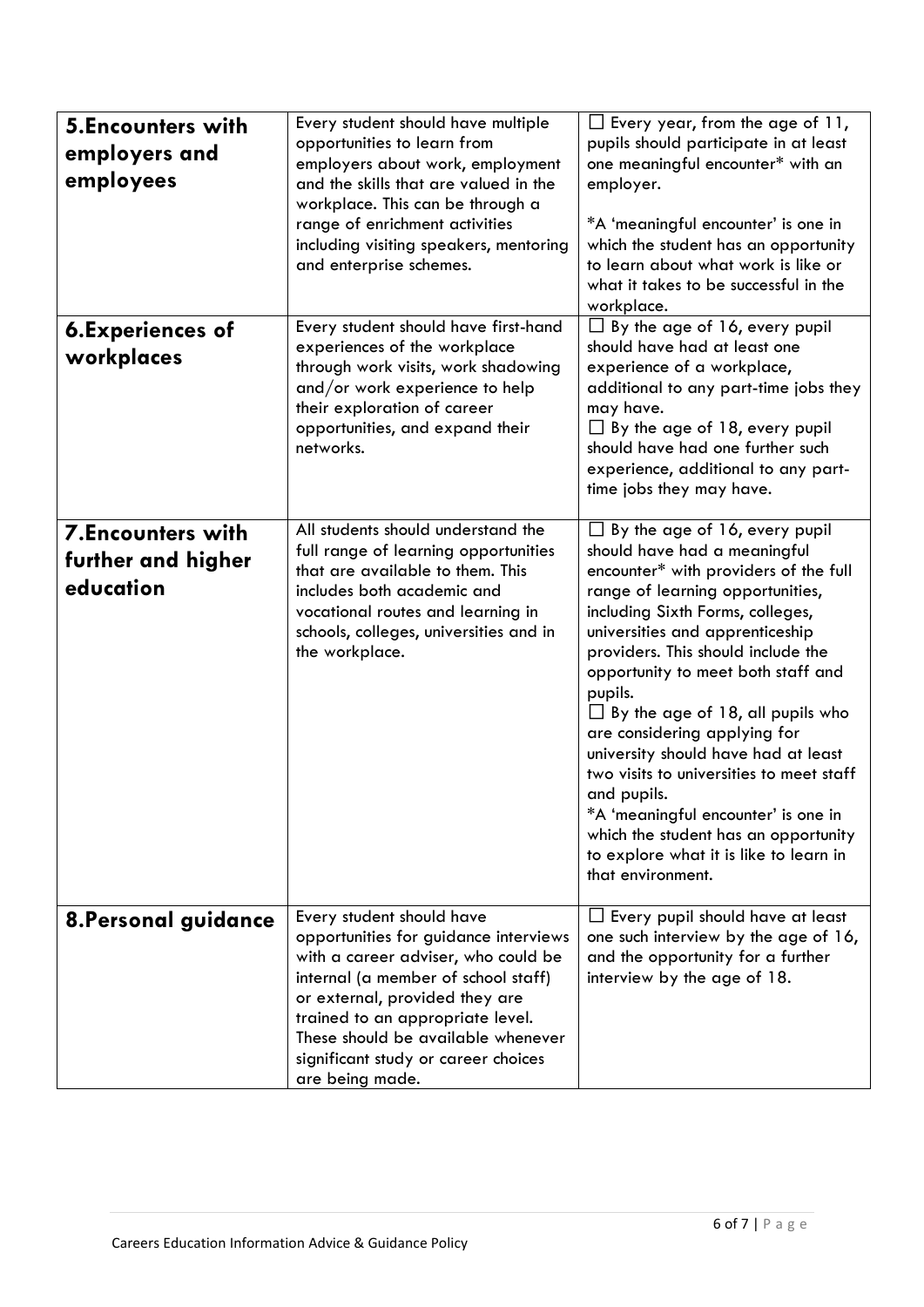| | | |
|---|---|---|
| **5.Encounters with employers and employees** | Every student should have multiple opportunities to learn from employers about work, employment and the skills that are valued in the workplace. This can be through a range of enrichment activities including visiting speakers, mentoring and enterprise schemes. | ☐ Every year, from the age of 11, pupils should participate in at least one meaningful encounter* with an employer.<br><br>*A 'meaningful encounter' is one in which the student has an opportunity to learn about what work is like or what it takes to be successful in the workplace. |
| **6.Experiences of workplaces** | Every student should have first-hand experiences of the workplace through work visits, work shadowing and/or work experience to help their exploration of career opportunities, and expand their networks. | ☐ By the age of 16, every pupil should have had at least one experience of a workplace, additional to any part-time jobs they may have.<br>☐ By the age of 18, every pupil should have had one further such experience, additional to any part-time jobs they may have. |
| **7.Encounters with further and higher education** | All students should understand the full range of learning opportunities that are available to them. This includes both academic and vocational routes and learning in schools, colleges, universities and in the workplace. | ☐ By the age of 16, every pupil should have had a meaningful encounter* with providers of the full range of learning opportunities, including Sixth Forms, colleges, universities and apprenticeship providers. This should include the opportunity to meet both staff and pupils.<br>☐ By the age of 18, all pupils who are considering applying for university should have had at least two visits to universities to meet staff and pupils.<br>*A 'meaningful encounter' is one in which the student has an opportunity to explore what it is like to learn in that environment. |
| **8.Personal guidance** | Every student should have opportunities for guidance interviews with a career adviser, who could be internal (a member of school staff) or external, provided they are trained to an appropriate level. These should be available whenever significant study or career choices are being made. | ☐ Every pupil should have at least one such interview by the age of 16, and the opportunity for a further interview by the age of 18. |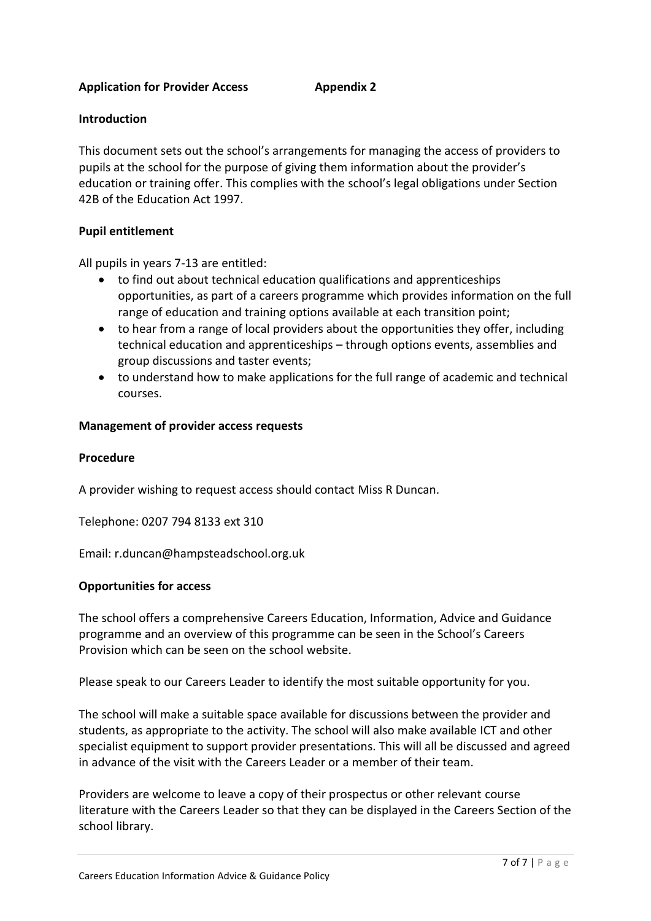**Application for Provider Access** **Appendix 2**

**Introduction**

This document sets out the school's arrangements for managing the access of providers to pupils at the school for the purpose of giving them information about the provider's education or training offer. This complies with the school's legal obligations under Section 42B of the Education Act 1997.

**Pupil entitlement**

All pupils in years 7-13 are entitled:

- to find out about technical education qualifications and apprenticeships opportunities, as part of a careers programme which provides information on the full range of education and training options available at each transition point;
- to hear from a range of local providers about the opportunities they offer, including technical education and apprenticeships – through options events, assemblies and group discussions and taster events;
- to understand how to make applications for the full range of academic and technical courses.

**Management of provider access requests**

**Procedure**

A provider wishing to request access should contact Miss R Duncan.

Telephone: 0207 794 8133 ext 310

Email: r.duncan@hampsteadschool.org.uk

**Opportunities for access**

The school offers a comprehensive Careers Education, Information, Advice and Guidance programme and an overview of this programme can be seen in the School's Careers Provision which can be seen on the school website.

Please speak to our Careers Leader to identify the most suitable opportunity for you.

The school will make a suitable space available for discussions between the provider and students, as appropriate to the activity. The school will also make available ICT and other specialist equipment to support provider presentations. This will all be discussed and agreed in advance of the visit with the Careers Leader or a member of their team.

Providers are welcome to leave a copy of their prospectus or other relevant course literature with the Careers Leader so that they can be displayed in the Careers Section of the school library.